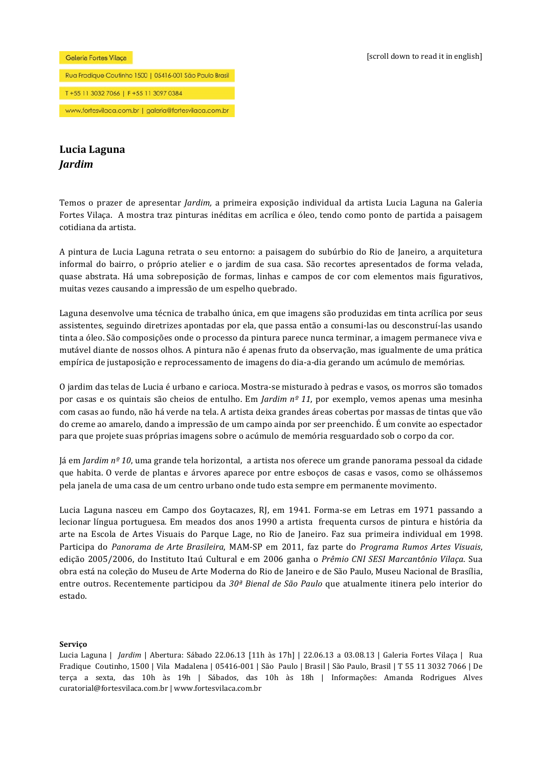Galeria Fortes Vilaça

Rua Fradique Coutinho 1500 | 05416-001 São Paulo Brasil

T +55 11 3032 7066 | F +55 11 3097 0384

www.fortesvilaca.com.br | galeria@fortesvilaca.com.br

[scroll down to read it in english]

# Lucia Laguna
## *Jardim*

Temos o prazer de apresentar *Jardim,* a primeira exposição individual da artista Lucia Laguna na Galeria Fortes Vilaça. A mostra traz pinturas inéditas em acrílica e óleo, tendo como ponto de partida a paisagem cotidiana da artista.

A pintura de Lucia Laguna retrata o seu entorno: a paisagem do subúrbio do Rio de Janeiro, a arquitetura informal do bairro, o próprio atelier e o jardim de sua casa. São recortes apresentados de forma velada, quase abstrata. Há uma sobreposição de formas, linhas e campos de cor com elementos mais figurativos, muitas vezes causando a impressão de um espelho quebrado.

Laguna desenvolve uma técnica de trabalho única, em que imagens são produzidas em tinta acrílica por seus assistentes, seguindo diretrizes apontadas por ela, que passa então a consumi-las ou desconstruí-las usando tinta a óleo. São composições onde o processo da pintura parece nunca terminar, a imagem permanece viva e mutável diante de nossos olhos. A pintura não é apenas fruto da observação, mas igualmente de uma prática empírica de justaposição e reprocessamento de imagens do dia-a-dia gerando um acúmulo de memórias.

O jardim das telas de Lucia é urbano e carioca. Mostra-se misturado à pedras e vasos, os morros são tomados por casas e os quintais são cheios de entulho. Em *Jardim nº 11*, por exemplo, vemos apenas uma mesinha com casas ao fundo, não há verde na tela. A artista deixa grandes áreas cobertas por massas de tintas que vão do creme ao amarelo, dando a impressão de um campo ainda por ser preenchido. É um convite ao espectador para que projete suas próprias imagens sobre o acúmulo de memória resguardado sob o corpo da cor.

Já em *Jardim nº 10*, uma grande tela horizontal, a artista nos oferece um grande panorama pessoal da cidade que habita. O verde de plantas e árvores aparece por entre esboços de casas e vasos, como se olhássemos pela janela de uma casa de um centro urbano onde tudo esta sempre em permanente movimento.

Lucia Laguna nasceu em Campo dos Goytacazes, RJ, em 1941. Forma-se em Letras em 1971 passando a lecionar língua portuguesa. Em meados dos anos 1990 a artista frequenta cursos de pintura e história da arte na Escola de Artes Visuais do Parque Lage, no Rio de Janeiro. Faz sua primeira individual em 1998. Participa do *Panorama de Arte Brasileira*, MAM-SP em 2011, faz parte do *Programa Rumos Artes Visuais*, edição 2005/2006, do Instituto Itaú Cultural e em 2006 ganha o *Prêmio CNI SESI Marcantônio Vilaça*. Sua obra está na coleção do Museu de Arte Moderna do Rio de Janeiro e de São Paulo, Museu Nacional de Brasília, entre outros. Recentemente participou da *30ª Bienal de São Paulo* que atualmente itinera pelo interior do estado.

**Serviço**

Lucia Laguna | *Jardim* | Abertura: Sábado 22.06.13 [11h às 17h] | 22.06.13 a 03.08.13 | Galeria Fortes Vilaça | Rua Fradique Coutinho, 1500 | Vila Madalena | 05416-001 | São Paulo | Brasil | São Paulo, Brasil | T 55 11 3032 7066 | De terça a sexta, das 10h às 19h | Sábados, das 10h às 18h | Informações: Amanda Rodrigues Alves curatorial@fortesvilaca.com.br | www.fortesvilaca.com.br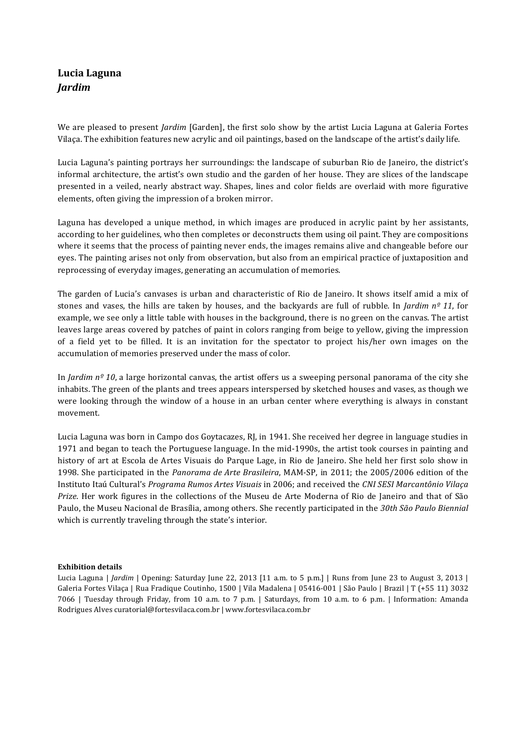# **Lucia Laguna**
## ***Jardim***

We are pleased to present *Jardim* [Garden], the first solo show by the artist Lucia Laguna at Galeria Fortes Vilaça. The exhibition features new acrylic and oil paintings, based on the landscape of the artist's daily life.

Lucia Laguna's painting portrays her surroundings: the landscape of suburban Rio de Janeiro, the district's informal architecture, the artist's own studio and the garden of her house. They are slices of the landscape presented in a veiled, nearly abstract way. Shapes, lines and color fields are overlaid with more figurative elements, often giving the impression of a broken mirror.

Laguna has developed a unique method, in which images are produced in acrylic paint by her assistants, according to her guidelines, who then completes or deconstructs them using oil paint. They are compositions where it seems that the process of painting never ends, the images remains alive and changeable before our eyes. The painting arises not only from observation, but also from an empirical practice of juxtaposition and reprocessing of everyday images, generating an accumulation of memories.

The garden of Lucia's canvases is urban and characteristic of Rio de Janeiro. It shows itself amid a mix of stones and vases, the hills are taken by houses, and the backyards are full of rubble. In *Jardim nº 11*, for example, we see only a little table with houses in the background, there is no green on the canvas. The artist leaves large areas covered by patches of paint in colors ranging from beige to yellow, giving the impression of a field yet to be filled. It is an invitation for the spectator to project his/her own images on the accumulation of memories preserved under the mass of color.

In *Jardim nº 10*, a large horizontal canvas, the artist offers us a sweeping personal panorama of the city she inhabits. The green of the plants and trees appears interspersed by sketched houses and vases, as though we were looking through the window of a house in an urban center where everything is always in constant movement.

Lucia Laguna was born in Campo dos Goytacazes, RJ, in 1941. She received her degree in language studies in 1971 and began to teach the Portuguese language. In the mid-1990s, the artist took courses in painting and history of art at Escola de Artes Visuais do Parque Lage, in Rio de Janeiro. She held her first solo show in 1998. She participated in the *Panorama de Arte Brasileira*, MAM-SP, in 2011; the 2005/2006 edition of the Instituto Itaú Cultural's *Programa Rumos Artes Visuais* in 2006; and received the *CNI SESI Marcantônio Vilaça Prize*. Her work figures in the collections of the Museu de Arte Moderna of Rio de Janeiro and that of São Paulo, the Museu Nacional de Brasília, among others. She recently participated in the *30th São Paulo Biennial* which is currently traveling through the state's interior.

**Exhibition details**

Lucia Laguna | *Jardim* | Opening: Saturday June 22, 2013 [11 a.m. to 5 p.m.] | Runs from June 23 to August 3, 2013 | Galeria Fortes Vilaça | Rua Fradique Coutinho, 1500 | Vila Madalena | 05416-001 | São Paulo | Brazil | T (+55 11) 3032 7066 | Tuesday through Friday, from 10 a.m. to 7 p.m. | Saturdays, from 10 a.m. to 6 p.m. | Information: Amanda Rodrigues Alves curatorial@fortesvilaca.com.br | www.fortesvilaca.com.br